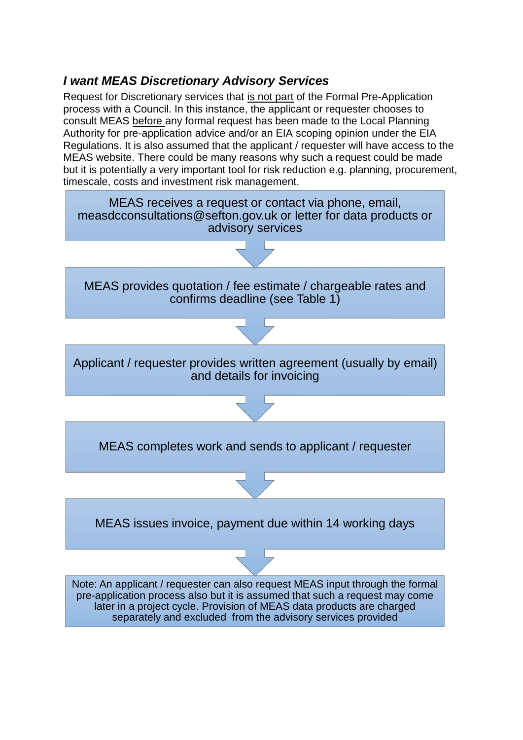### *I want MEAS Discretionary Advisory Services*

Request for Discretionary services that <u>is not part</u> of the Formal Pre-Application process with a Council. In this instance, the applicant or requester chooses to consult MEAS <u>before</u> any formal request has been made to the Local Planning Authority for pre-application advice and/or an EIA scoping opinion under the EIA Regulations. It is also assumed that the applicant / requester will have access to the MEAS website. There could be many reasons why such a request could be made but it is potentially a very important tool for risk reduction e.g. planning, procurement, timescale, costs and investment risk management.

MEAS receives a request or contact via phone, email, measdcconsultations@sefton.gov.uk or letter for data products or advisory services

↓

MEAS provides quotation / fee estimate / chargeable rates and confirms deadline (see Table 1)

↓

Applicant / requester provides written agreement (usually by email) and details for invoicing

↓

MEAS completes work and sends to applicant / requester

↓

MEAS issues invoice, payment due within 14 working days

↓

Note: An applicant / requester can also request MEAS input through the formal pre-application process also but it is assumed that such a request may come later in a project cycle. Provision of MEAS data products are charged separately and excluded from the advisory services provided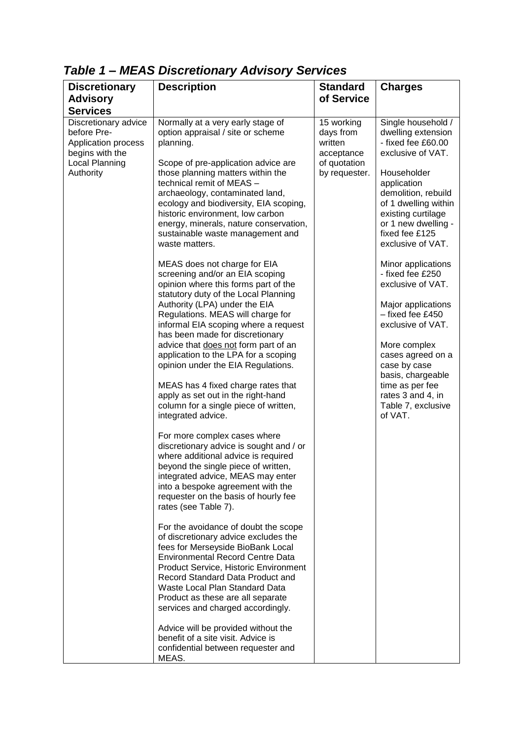## *Table 1 – MEAS Discretionary Advisory Services*

| Discretionary Advisory Services | Description | Standard of Service | Charges |
|---|---|---|---|
| Discretionary advice before Pre-Application process begins with the Local Planning Authority | Normally at a very early stage of option appraisal / site or scheme planning.<br><br>Scope of pre-application advice are those planning matters within the technical remit of MEAS – archaeology, contaminated land, ecology and biodiversity, EIA scoping, historic environment, low carbon energy, minerals, nature conservation, sustainable waste management and waste matters.<br><br>MEAS does not charge for EIA screening and/or an EIA scoping opinion where this forms part of the statutory duty of the Local Planning Authority (LPA) under the EIA Regulations. MEAS will charge for informal EIA scoping where a request has been made for discretionary advice that <u>does not</u> form part of an application to the LPA for a scoping opinion under the EIA Regulations.<br><br>MEAS has 4 fixed charge rates that apply as set out in the right-hand column for a single piece of written, integrated advice.<br><br>For more complex cases where discretionary advice is sought and / or where additional advice is required beyond the single piece of written, integrated advice, MEAS may enter into a bespoke agreement with the requester on the basis of hourly fee rates (see Table 7).<br><br>For the avoidance of doubt the scope of discretionary advice excludes the fees for Merseyside BioBank Local Environmental Record Centre Data Product Service, Historic Environment Record Standard Data Product and Waste Local Plan Standard Data Product as these are all separate services and charged accordingly.<br><br>Advice will be provided without the benefit of a site visit. Advice is confidential between requester and MEAS. | 15 working days from written acceptance of quotation by requester. | Single household / dwelling extension - fixed fee £60.00 exclusive of VAT.<br><br>Householder application demolition, rebuild of 1 dwelling within existing curtilage or 1 new dwelling - fixed fee £125 exclusive of VAT.<br><br>Minor applications - fixed fee £250 exclusive of VAT.<br><br>Major applications – fixed fee £450 exclusive of VAT.<br><br>More complex cases agreed on a case by case basis, chargeable time as per fee rates 3 and 4, in Table 7, exclusive of VAT. |